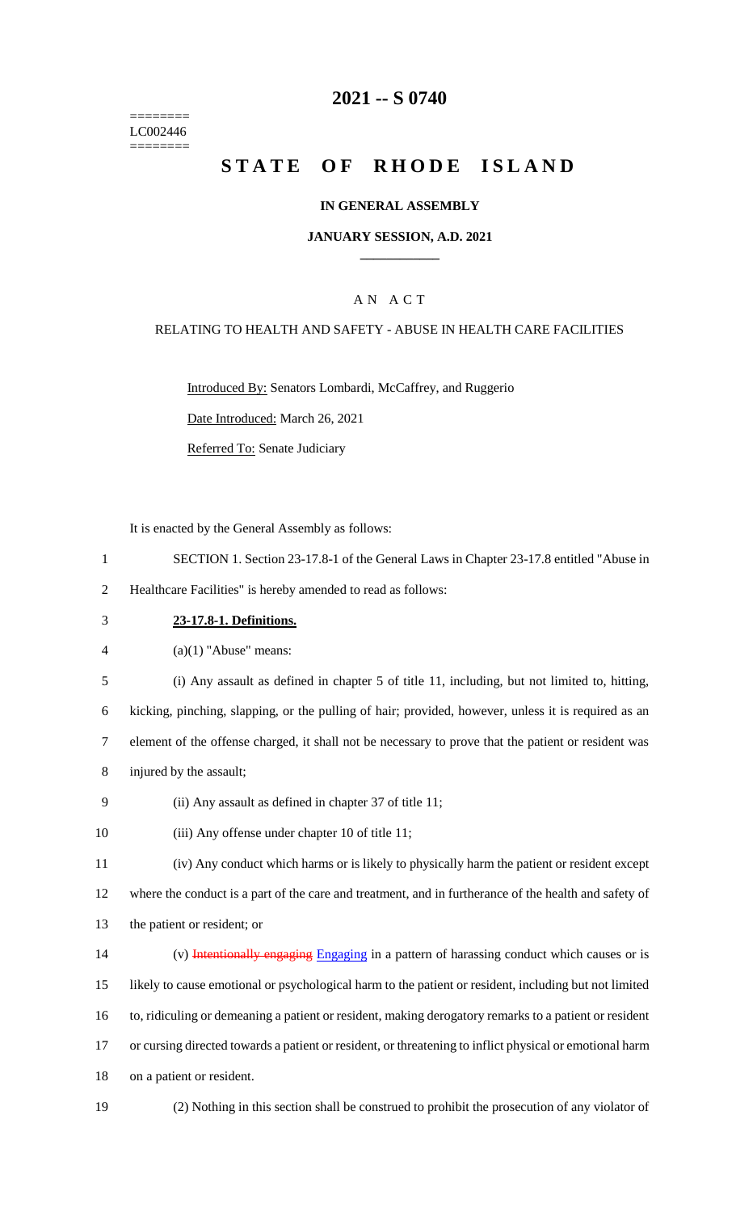========
LC002446
========

# 2021 -- S 0740

# STATE OF RHODE ISLAND

## IN GENERAL ASSEMBLY

### JANUARY SESSION, A.D. 2021

---

## A N A C T

### RELATING TO HEALTH AND SAFETY - ABUSE IN HEALTH CARE FACILITIES

Introduced By: Senators Lombardi, McCaffrey, and Ruggerio

Date Introduced: March 26, 2021

Referred To: Senate Judiciary

It is enacted by the General Assembly as follows:

1 SECTION 1. Section 23-17.8-1 of the General Laws in Chapter 23-17.8 entitled "Abuse in
2 Healthcare Facilities" is hereby amended to read as follows:

3 **23-17.8-1. Definitions.**

4 (a)(1) "Abuse" means:

5 (i) Any assault as defined in chapter 5 of title 11, including, but not limited to, hitting,
6 kicking, pinching, slapping, or the pulling of hair; provided, however, unless it is required as an
7 element of the offense charged, it shall not be necessary to prove that the patient or resident was
8 injured by the assault;

9 (ii) Any assault as defined in chapter 37 of title 11;

10 (iii) Any offense under chapter 10 of title 11;

11 (iv) Any conduct which harms or is likely to physically harm the patient or resident except
12 where the conduct is a part of the care and treatment, and in furtherance of the health and safety of
13 the patient or resident; or

14 (v) ~~Intentionally engaging~~ Engaging in a pattern of harassing conduct which causes or is
15 likely to cause emotional or psychological harm to the patient or resident, including but not limited
16 to, ridiculing or demeaning a patient or resident, making derogatory remarks to a patient or resident
17 or cursing directed towards a patient or resident, or threatening to inflict physical or emotional harm
18 on a patient or resident.

19 (2) Nothing in this section shall be construed to prohibit the prosecution of any violator of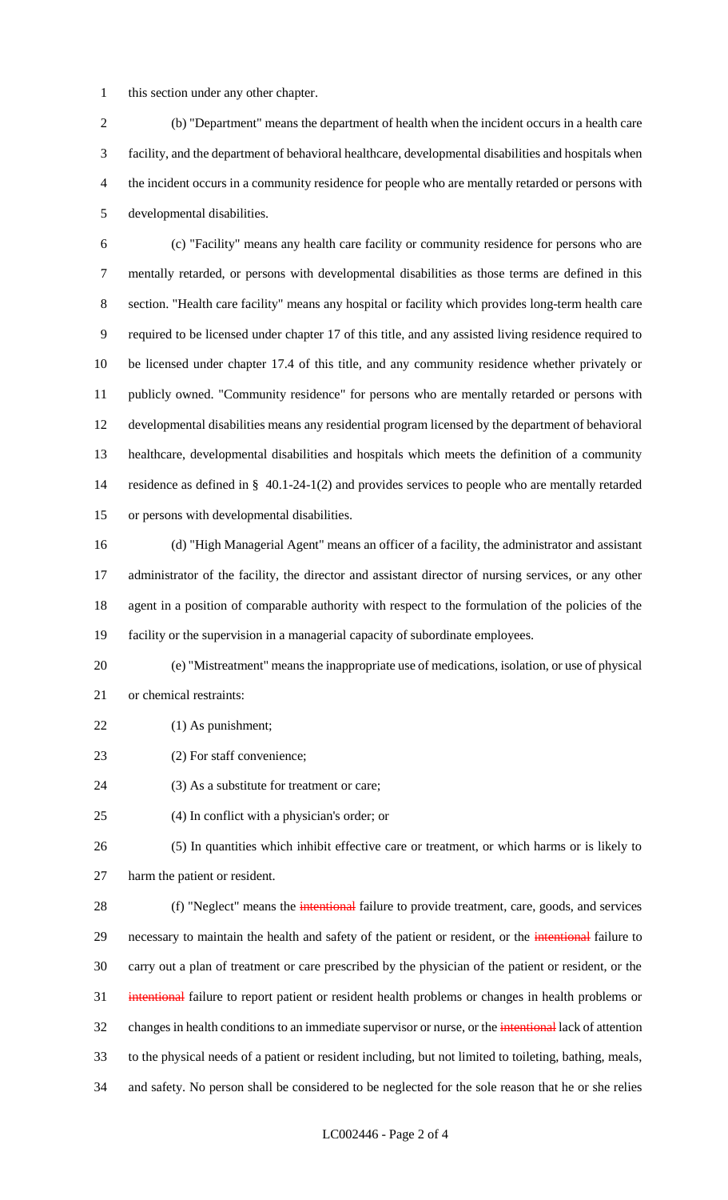this section under any other chapter.

(b) "Department" means the department of health when the incident occurs in a health care facility, and the department of behavioral healthcare, developmental disabilities and hospitals when the incident occurs in a community residence for people who are mentally retarded or persons with developmental disabilities.

(c) "Facility" means any health care facility or community residence for persons who are mentally retarded, or persons with developmental disabilities as those terms are defined in this section. "Health care facility" means any hospital or facility which provides long-term health care required to be licensed under chapter 17 of this title, and any assisted living residence required to be licensed under chapter 17.4 of this title, and any community residence whether privately or publicly owned. "Community residence" for persons who are mentally retarded or persons with developmental disabilities means any residential program licensed by the department of behavioral healthcare, developmental disabilities and hospitals which meets the definition of a community residence as defined in § 40.1-24-1(2) and provides services to people who are mentally retarded or persons with developmental disabilities.

(d) "High Managerial Agent" means an officer of a facility, the administrator and assistant administrator of the facility, the director and assistant director of nursing services, or any other agent in a position of comparable authority with respect to the formulation of the policies of the facility or the supervision in a managerial capacity of subordinate employees.

(e) "Mistreatment" means the inappropriate use of medications, isolation, or use of physical or chemical restraints:

(1) As punishment;

(2) For staff convenience;

(3) As a substitute for treatment or care;

(4) In conflict with a physician's order; or

(5) In quantities which inhibit effective care or treatment, or which harms or is likely to harm the patient or resident.

(f) "Neglect" means the ~~intentional~~ failure to provide treatment, care, goods, and services necessary to maintain the health and safety of the patient or resident, or the ~~intentional~~ failure to carry out a plan of treatment or care prescribed by the physician of the patient or resident, or the ~~intentional~~ failure to report patient or resident health problems or changes in health problems or changes in health conditions to an immediate supervisor or nurse, or the ~~intentional~~ lack of attention to the physical needs of a patient or resident including, but not limited to toileting, bathing, meals, and safety. No person shall be considered to be neglected for the sole reason that he or she relies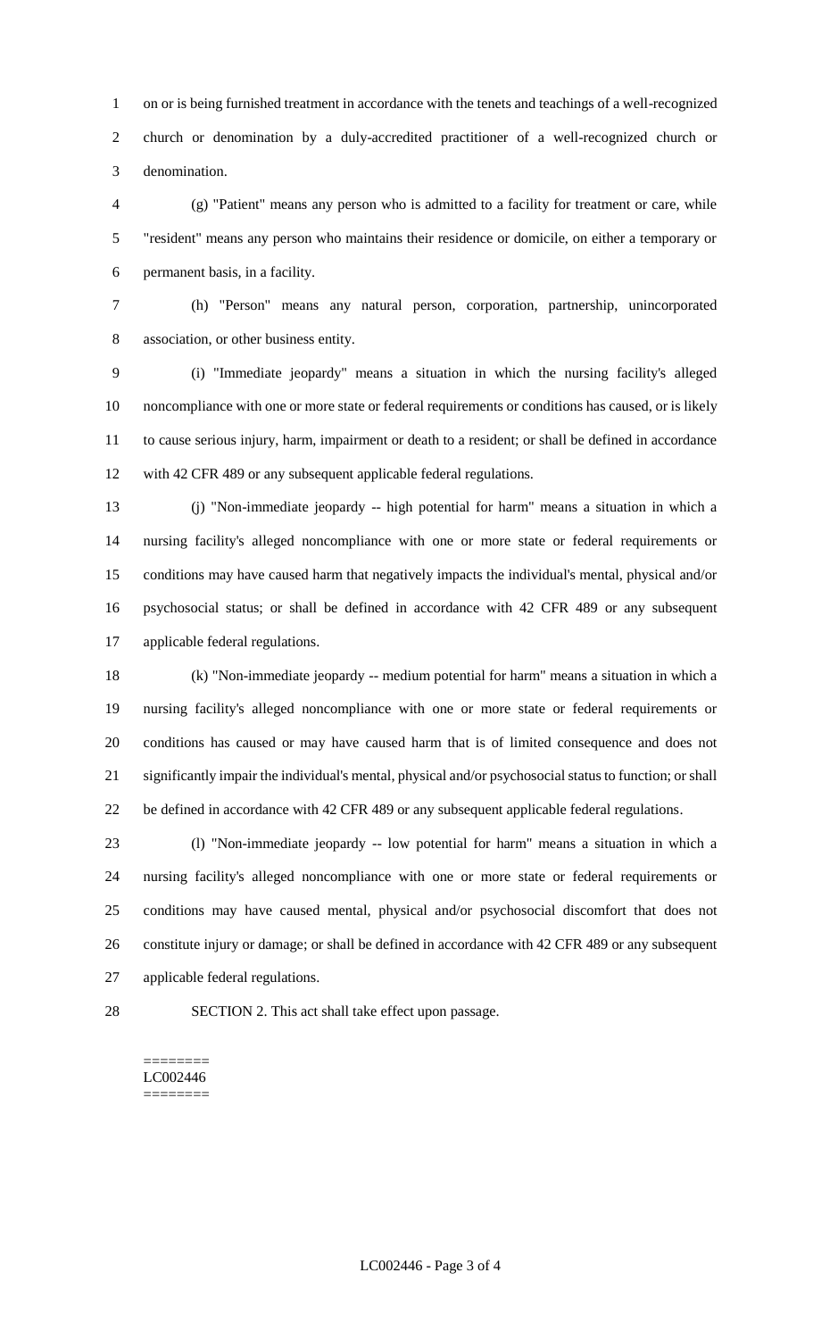on or is being furnished treatment in accordance with the tenets and teachings of a well-recognized church or denomination by a duly-accredited practitioner of a well-recognized church or denomination.

(g) "Patient" means any person who is admitted to a facility for treatment or care, while "resident" means any person who maintains their residence or domicile, on either a temporary or permanent basis, in a facility.

(h) "Person" means any natural person, corporation, partnership, unincorporated association, or other business entity.

(i) "Immediate jeopardy" means a situation in which the nursing facility's alleged noncompliance with one or more state or federal requirements or conditions has caused, or is likely to cause serious injury, harm, impairment or death to a resident; or shall be defined in accordance with 42 CFR 489 or any subsequent applicable federal regulations.

(j) "Non-immediate jeopardy -- high potential for harm" means a situation in which a nursing facility's alleged noncompliance with one or more state or federal requirements or conditions may have caused harm that negatively impacts the individual's mental, physical and/or psychosocial status; or shall be defined in accordance with 42 CFR 489 or any subsequent applicable federal regulations.

(k) "Non-immediate jeopardy -- medium potential for harm" means a situation in which a nursing facility's alleged noncompliance with one or more state or federal requirements or conditions has caused or may have caused harm that is of limited consequence and does not significantly impair the individual's mental, physical and/or psychosocial status to function; or shall be defined in accordance with 42 CFR 489 or any subsequent applicable federal regulations.

(l) "Non-immediate jeopardy -- low potential for harm" means a situation in which a nursing facility's alleged noncompliance with one or more state or federal requirements or conditions may have caused mental, physical and/or psychosocial discomfort that does not constitute injury or damage; or shall be defined in accordance with 42 CFR 489 or any subsequent applicable federal regulations.

SECTION 2. This act shall take effect upon passage.

========
LC002446
========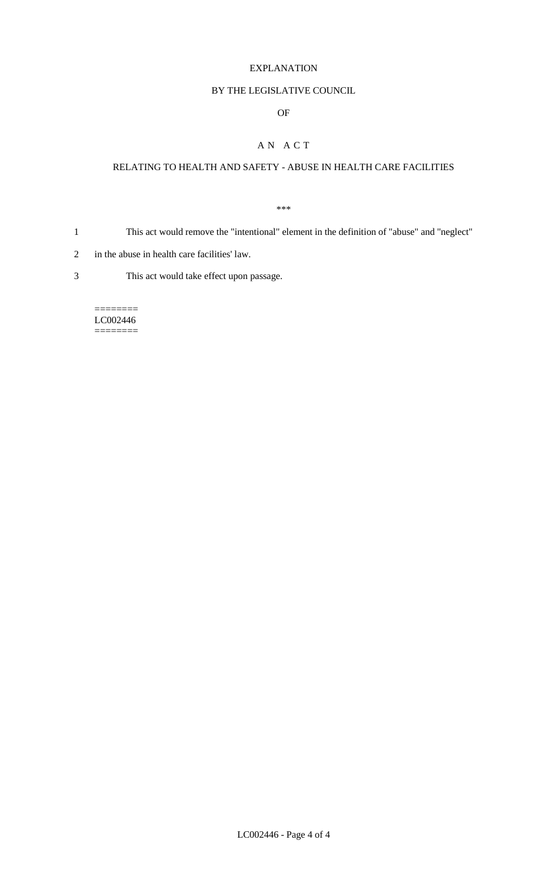EXPLANATION

BY THE LEGISLATIVE COUNCIL

OF

A N A C T

RELATING TO HEALTH AND SAFETY - ABUSE IN HEALTH CARE FACILITIES

\*\*\*

1 This act would remove the "intentional" element in the definition of "abuse" and "neglect"

2 in the abuse in health care facilities' law.

3 This act would take effect upon passage.

========
LC002446
========